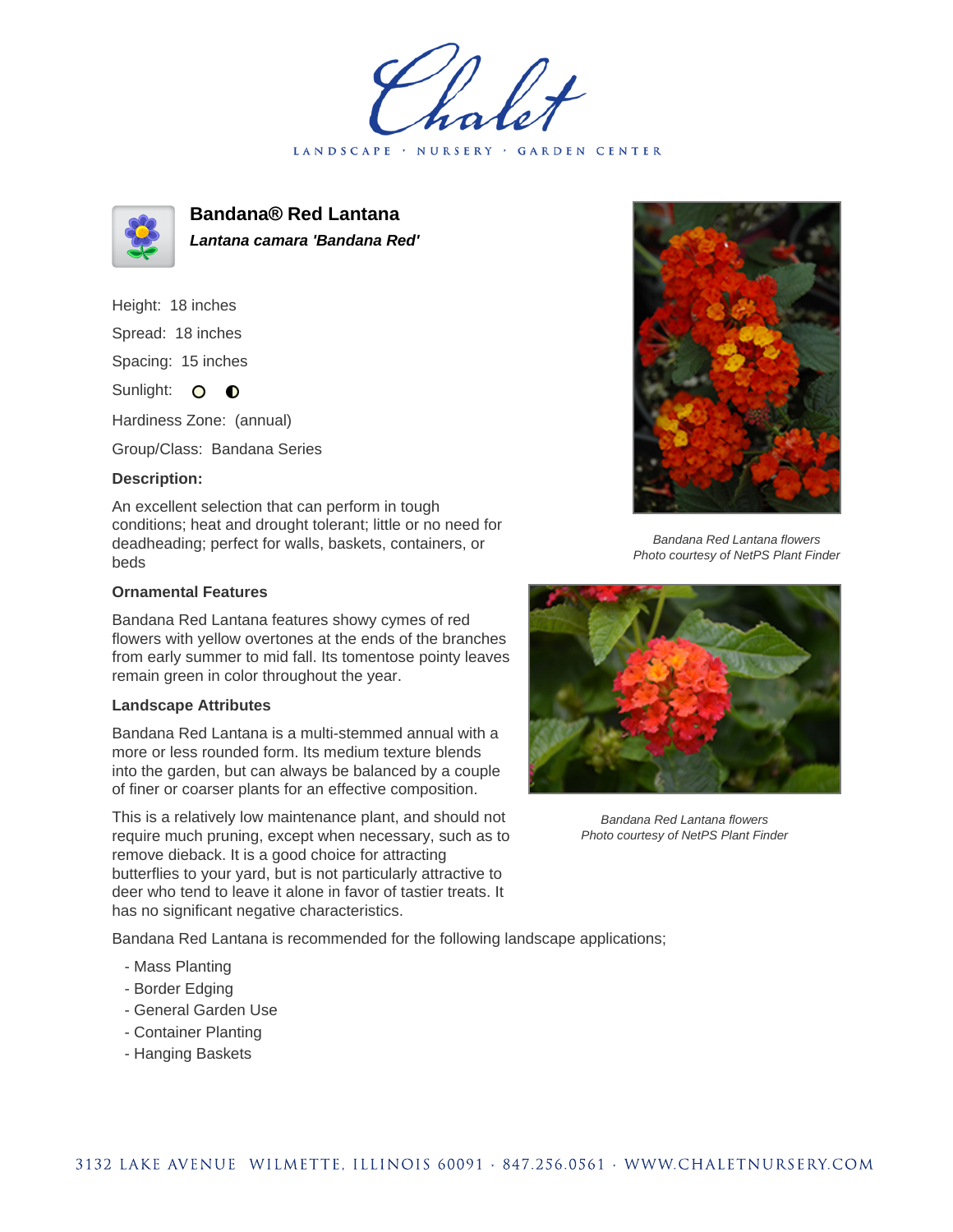# Bandana® Red Lantana

***Lantana camara 'Bandana Red'***

Height: 18 inches

Spread: 18 inches

Spacing: 15 inches

Sunlight: ○ ◐

Hardiness Zone: (annual)

Group/Class: Bandana Series

### Description:

An excellent selection that can perform in tough conditions; heat and drought tolerant; little or no need for deadheading; perfect for walls, baskets, containers, or beds

### Ornamental Features

Bandana Red Lantana features showy cymes of red flowers with yellow overtones at the ends of the branches from early summer to mid fall. Its tomentose pointy leaves remain green in color throughout the year.

### Landscape Attributes

Bandana Red Lantana is a multi-stemmed annual with a more or less rounded form. Its medium texture blends into the garden, but can always be balanced by a couple of finer or coarser plants for an effective composition.

This is a relatively low maintenance plant, and should not require much pruning, except when necessary, such as to remove dieback. It is a good choice for attracting butterflies to your yard, but is not particularly attractive to deer who tend to leave it alone in favor of tastier treats. It has no significant negative characteristics.

Bandana Red Lantana is recommended for the following landscape applications;

- Mass Planting
- Border Edging
- General Garden Use
- Container Planting
- Hanging Baskets

*Bandana Red Lantana flowers*
*Photo courtesy of NetPS Plant Finder*

*Bandana Red Lantana flowers*
*Photo courtesy of NetPS Plant Finder*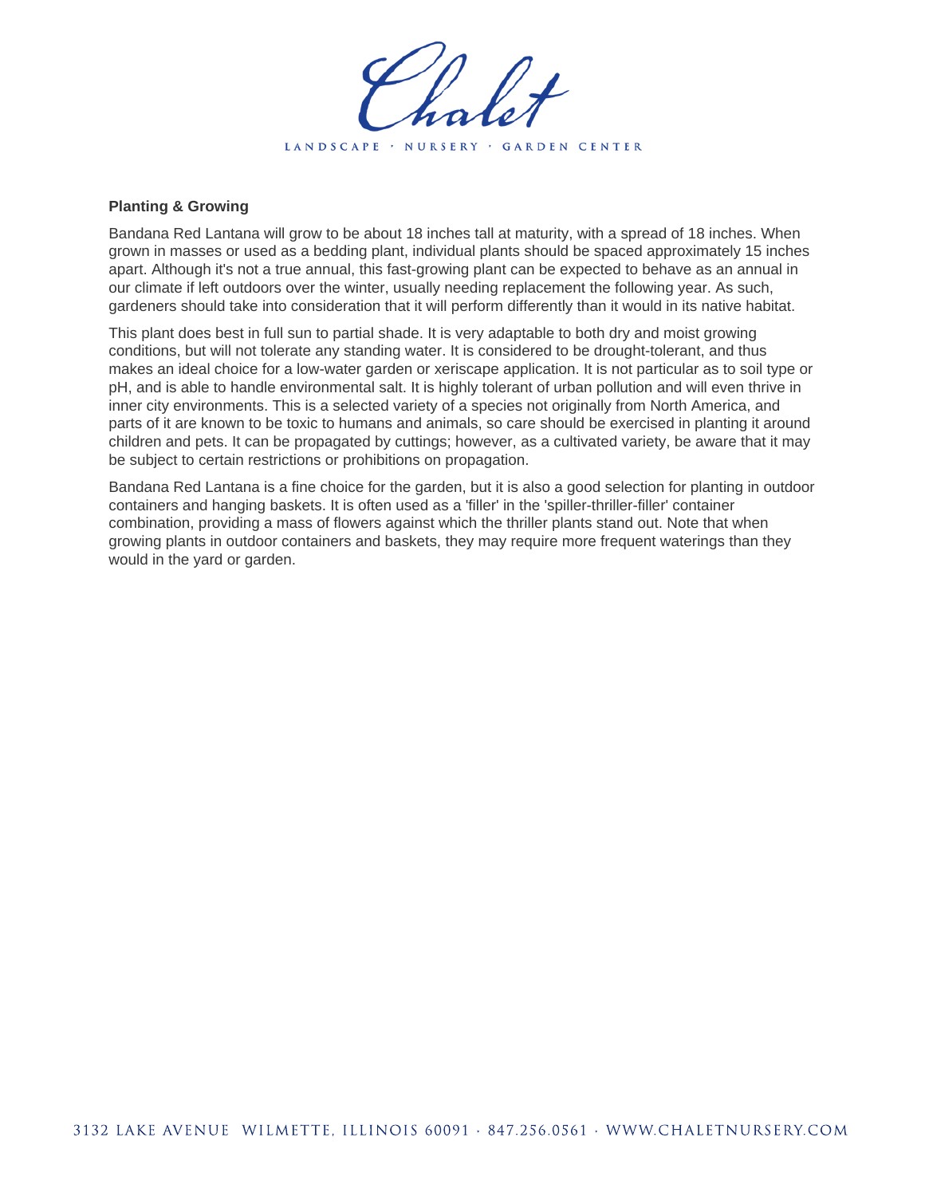## Planting & Growing

Bandana Red Lantana will grow to be about 18 inches tall at maturity, with a spread of 18 inches. When grown in masses or used as a bedding plant, individual plants should be spaced approximately 15 inches apart. Although it's not a true annual, this fast-growing plant can be expected to behave as an annual in our climate if left outdoors over the winter, usually needing replacement the following year. As such, gardeners should take into consideration that it will perform differently than it would in its native habitat.

This plant does best in full sun to partial shade. It is very adaptable to both dry and moist growing conditions, but will not tolerate any standing water. It is considered to be drought-tolerant, and thus makes an ideal choice for a low-water garden or xeriscape application. It is not particular as to soil type or pH, and is able to handle environmental salt. It is highly tolerant of urban pollution and will even thrive in inner city environments. This is a selected variety of a species not originally from North America, and parts of it are known to be toxic to humans and animals, so care should be exercised in planting it around children and pets. It can be propagated by cuttings; however, as a cultivated variety, be aware that it may be subject to certain restrictions or prohibitions on propagation.

Bandana Red Lantana is a fine choice for the garden, but it is also a good selection for planting in outdoor containers and hanging baskets. It is often used as a 'filler' in the 'spiller-thriller-filler' container combination, providing a mass of flowers against which the thriller plants stand out. Note that when growing plants in outdoor containers and baskets, they may require more frequent waterings than they would in the yard or garden.